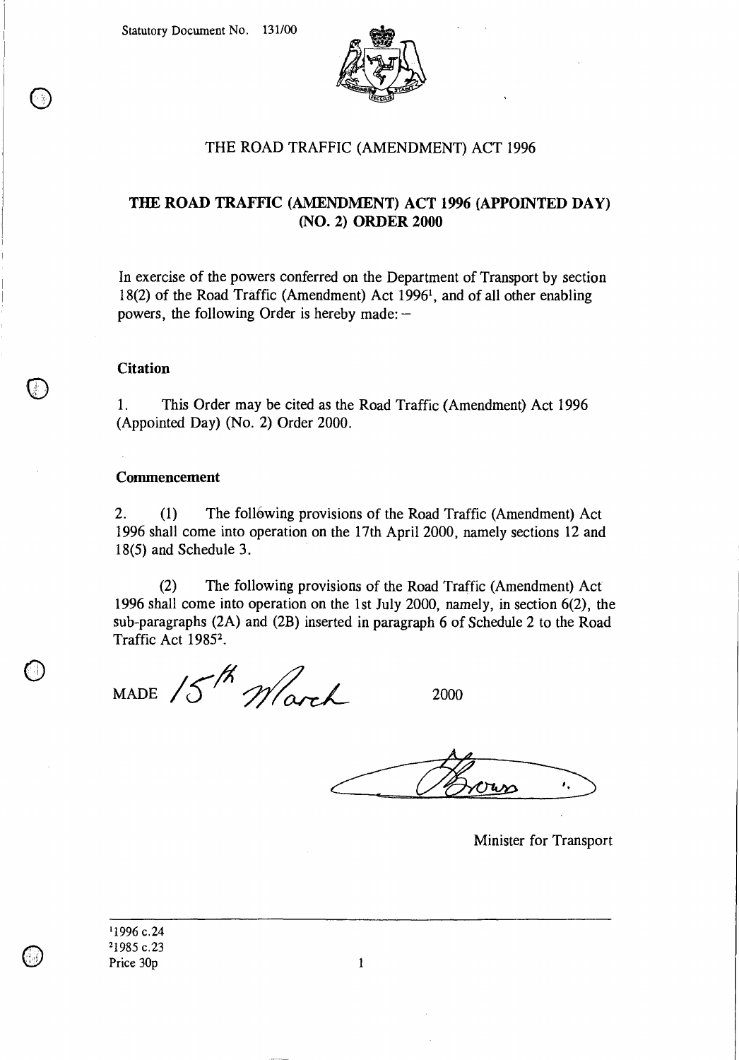Statutory Document No. 131/00

THE ROAD TRAFFIC (AMENDMENT) ACT 1996

# THE ROAD TRAFFIC (AMENDMENT) ACT 1996 (APPOINTED DAY) (NO. 2) ORDER 2000

In exercise of the powers conferred on the Department of Transport by section 18(2) of the Road Traffic (Amendment) Act 1996[1], and of all other enabling powers, the following Order is hereby made: –

**Citation**

1. This Order may be cited as the Road Traffic (Amendment) Act 1996 (Appointed Day) (No. 2) Order 2000.

**Commencement**

2. (1) The following provisions of the Road Traffic (Amendment) Act 1996 shall come into operation on the 17th April 2000, namely sections 12 and 18(5) and Schedule 3.

(2) The following provisions of the Road Traffic (Amendment) Act 1996 shall come into operation on the 1st July 2000, namely, in section 6(2), the sub-paragraphs (2A) and (2B) inserted in paragraph 6 of Schedule 2 to the Road Traffic Act 1985[2].

MADE 15th March 2000

Brown

Minister for Transport

---

[1] 1996 c.24
[2] 1985 c.23
Price 30p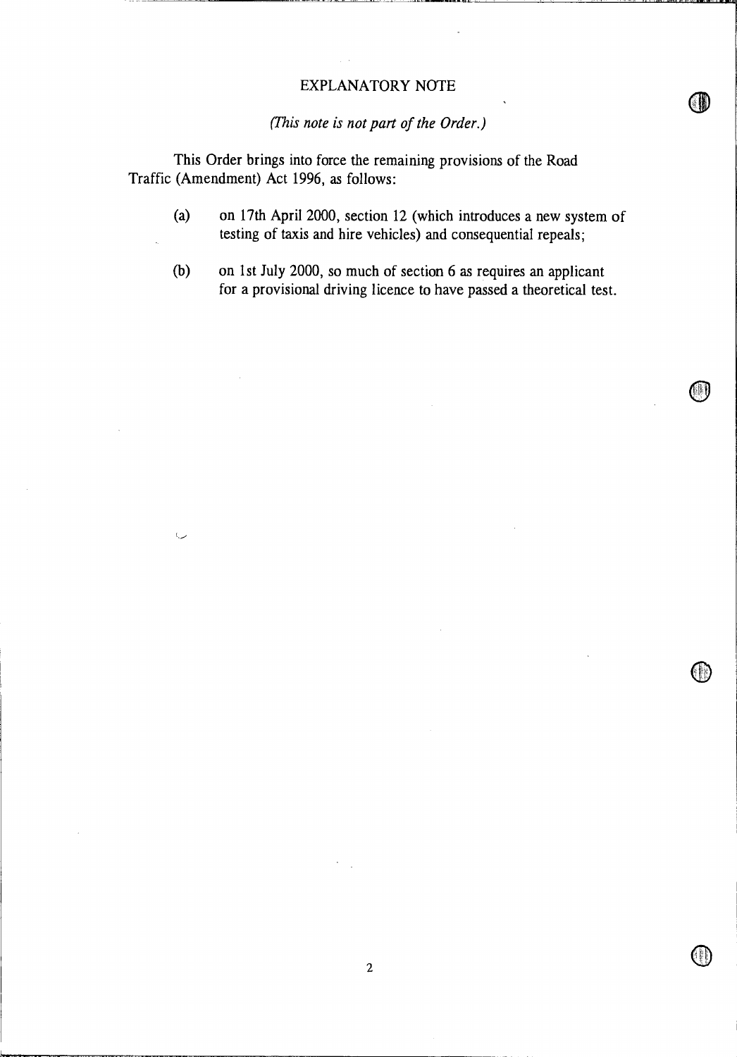## EXPLANATORY NOTE

*(This note is not part of the Order.)*

This Order brings into force the remaining provisions of the Road Traffic (Amendment) Act 1996, as follows:

(a) on 17th April 2000, section 12 (which introduces a new system of testing of taxis and hire vehicles) and consequential repeals;

(b) on 1st July 2000, so much of section 6 as requires an applicant for a provisional driving licence to have passed a theoretical test.